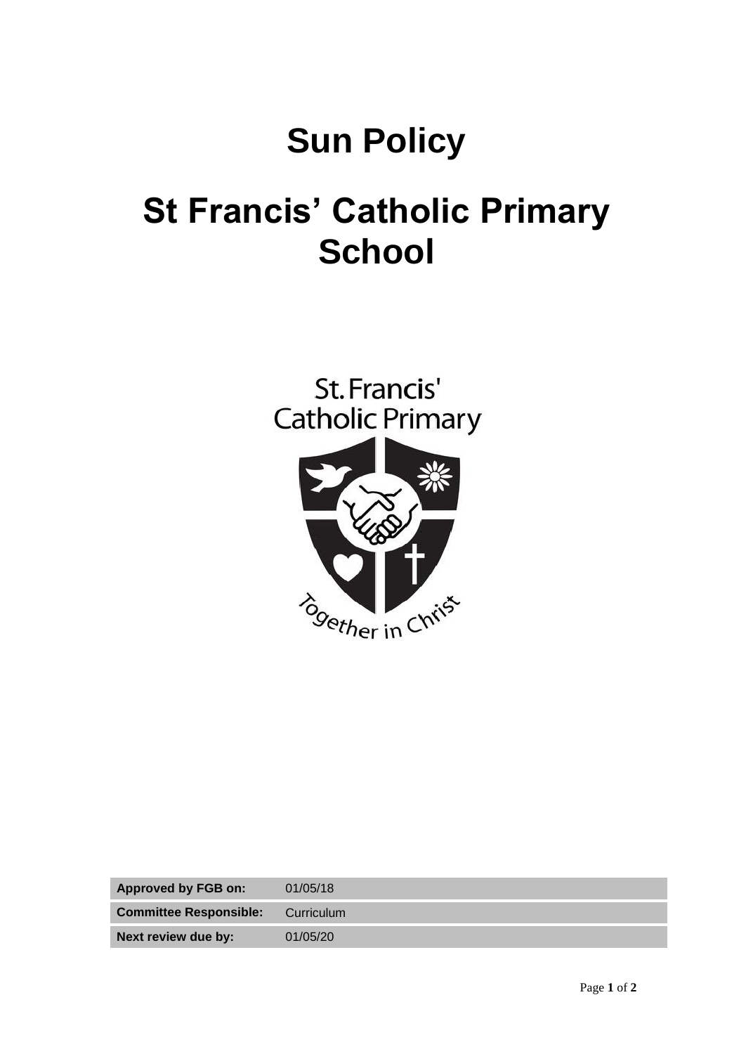# Sun Policy

# St Francis' Catholic Primary School

| Approved by FGB on: | 01/05/18 |
|---|---|
| Committee Responsible: | Curriculum |
| Next review due by: | 01/05/20 |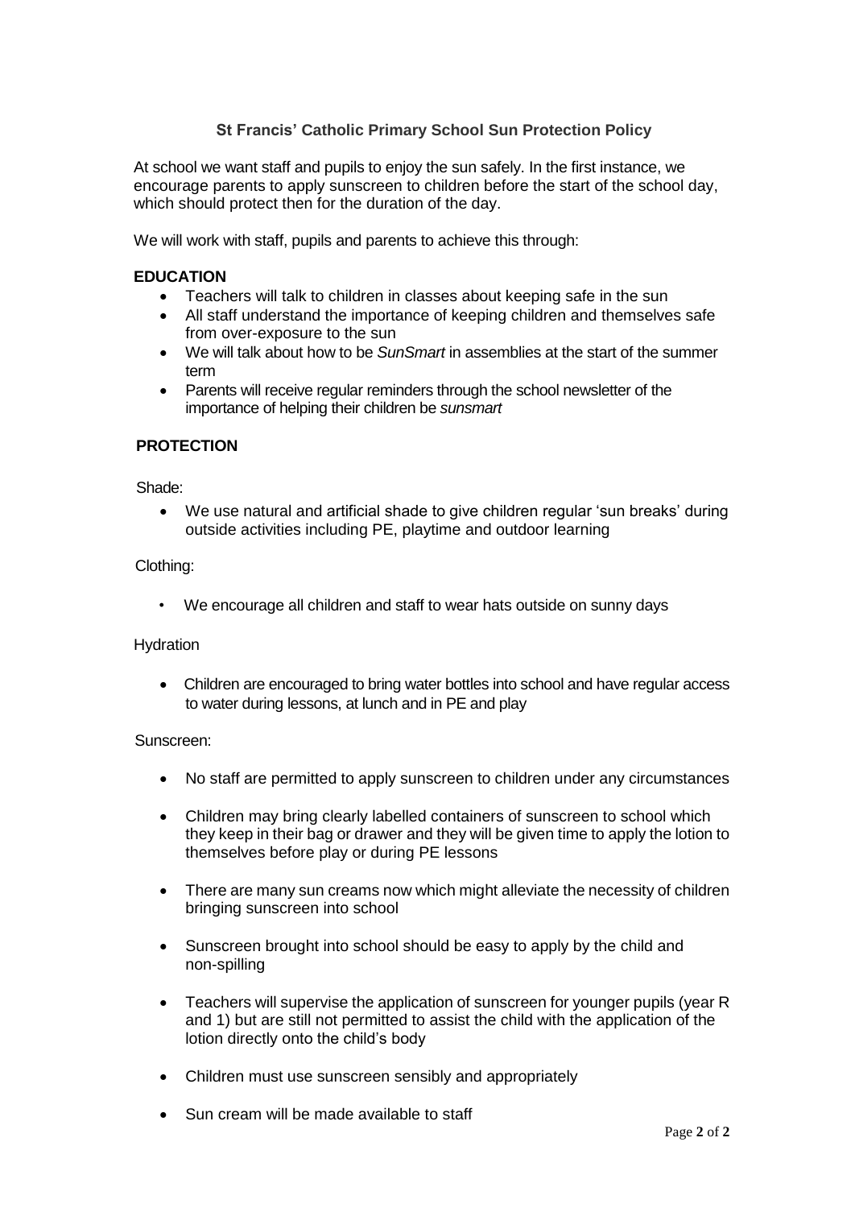# St Francis' Catholic Primary School Sun Protection Policy

At school we want staff and pupils to enjoy the sun safely. In the first instance, we encourage parents to apply sunscreen to children before the start of the school day, which should protect then for the duration of the day.

We will work with staff, pupils and parents to achieve this through:

## EDUCATION

- Teachers will talk to children in classes about keeping safe in the sun
- All staff understand the importance of keeping children and themselves safe from over-exposure to the sun
- We will talk about how to be *SunSmart* in assemblies at the start of the summer term
- Parents will receive regular reminders through the school newsletter of the importance of helping their children be *sunsmart*

## PROTECTION

Shade:

- We use natural and artificial shade to give children regular 'sun breaks' during outside activities including PE, playtime and outdoor learning

Clothing:

- We encourage all children and staff to wear hats outside on sunny days

Hydration

- Children are encouraged to bring water bottles into school and have regular access to water during lessons, at lunch and in PE and play

Sunscreen:

- No staff are permitted to apply sunscreen to children under any circumstances
- Children may bring clearly labelled containers of sunscreen to school which they keep in their bag or drawer and they will be given time to apply the lotion to themselves before play or during PE lessons
- There are many sun creams now which might alleviate the necessity of children bringing sunscreen into school
- Sunscreen brought into school should be easy to apply by the child and non-spilling
- Teachers will supervise the application of sunscreen for younger pupils (year R and 1) but are still not permitted to assist the child with the application of the lotion directly onto the child's body
- Children must use sunscreen sensibly and appropriately
- Sun cream will be made available to staff